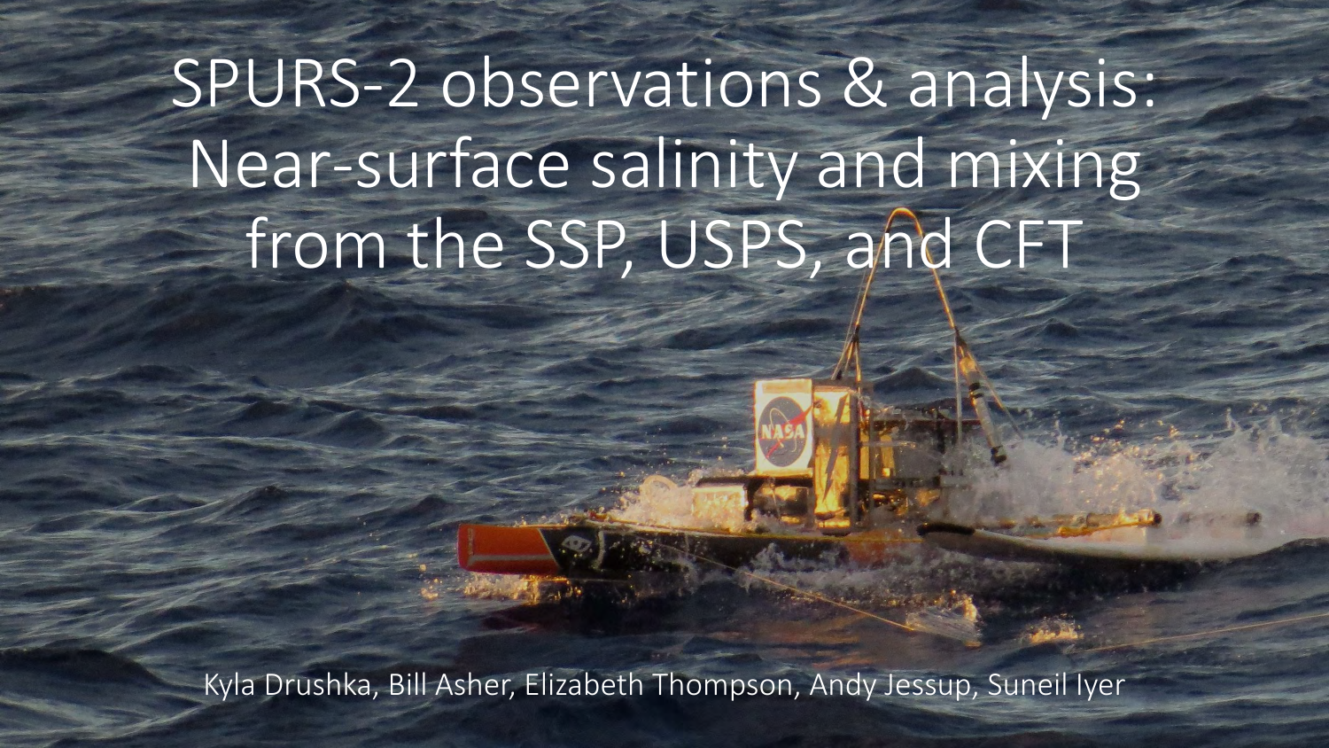# SPURS-2 observations & analysis: Near-surface salinity and mixing from the SSP, USPS, and CFT

Kyla Drushka, Bill Asher, Elizabeth Thompson, Andy Jessup, Suneil Iyer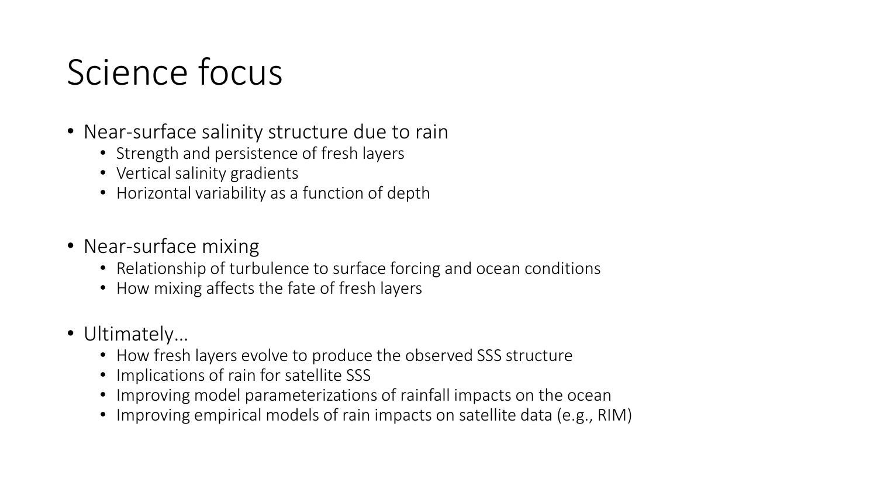# Science focus

- Near-surface salinity structure due to rain
  - Strength and persistence of fresh layers
  - Vertical salinity gradients
  - Horizontal variability as a function of depth
- Near-surface mixing
  - Relationship of turbulence to surface forcing and ocean conditions
  - How mixing affects the fate of fresh layers
- Ultimately…
  - How fresh layers evolve to produce the observed SSS structure
  - Implications of rain for satellite SSS
  - Improving model parameterizations of rainfall impacts on the ocean
  - Improving empirical models of rain impacts on satellite data (e.g., RIM)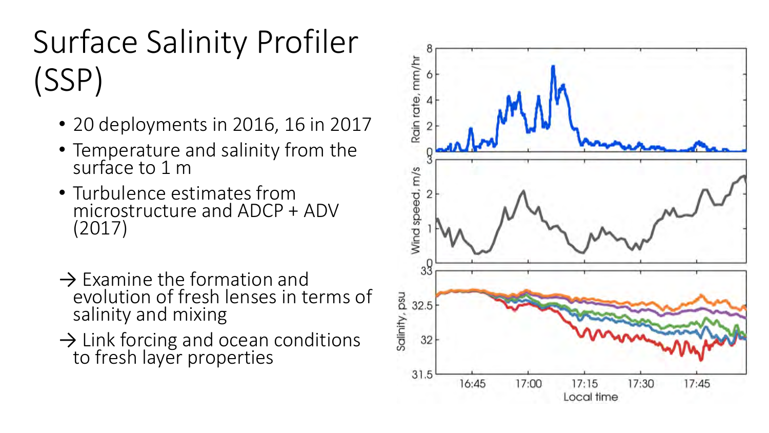# Surface Salinity Profiler (SSP)

- 20 deployments in 2016, 16 in 2017
- Temperature and salinity from the surface to 1 m
- Turbulence estimates from microstructure and ADCP + ADV (2017)

→ Examine the formation and evolution of fresh lenses in terms of salinity and mixing

→ Link forcing and ocean conditions to fresh layer properties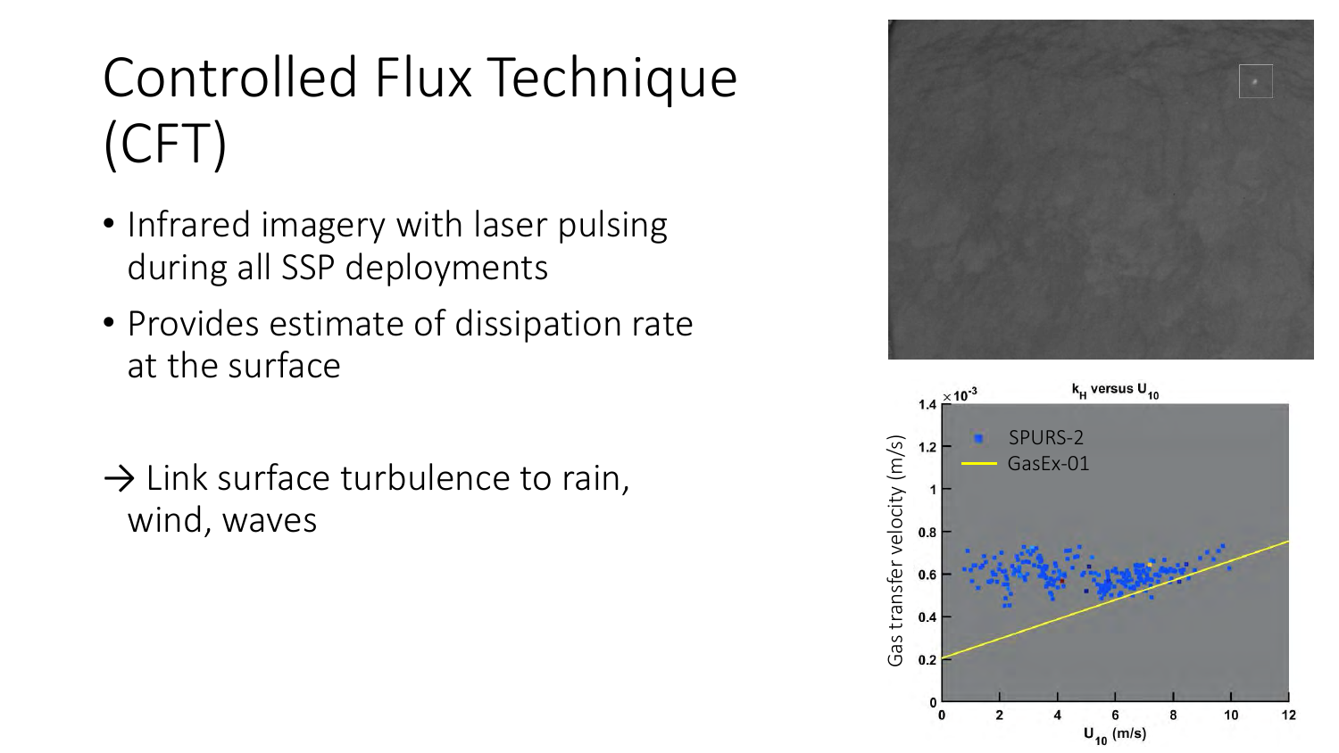# Controlled Flux Technique (CFT)

- Infrared imagery with laser pulsing during all SSP deployments
- Provides estimate of dissipation rate at the surface

→ Link surface turbulence to rain, wind, waves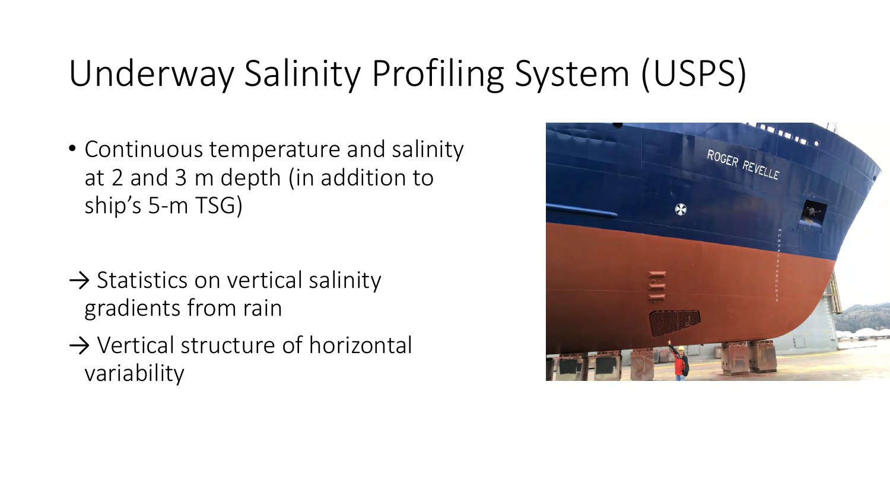# Underway Salinity Profiling System (USPS)

- Continuous temperature and salinity at 2 and 3 m depth (in addition to ship's 5-m TSG)

→ Statistics on vertical salinity gradients from rain

→ Vertical structure of horizontal variability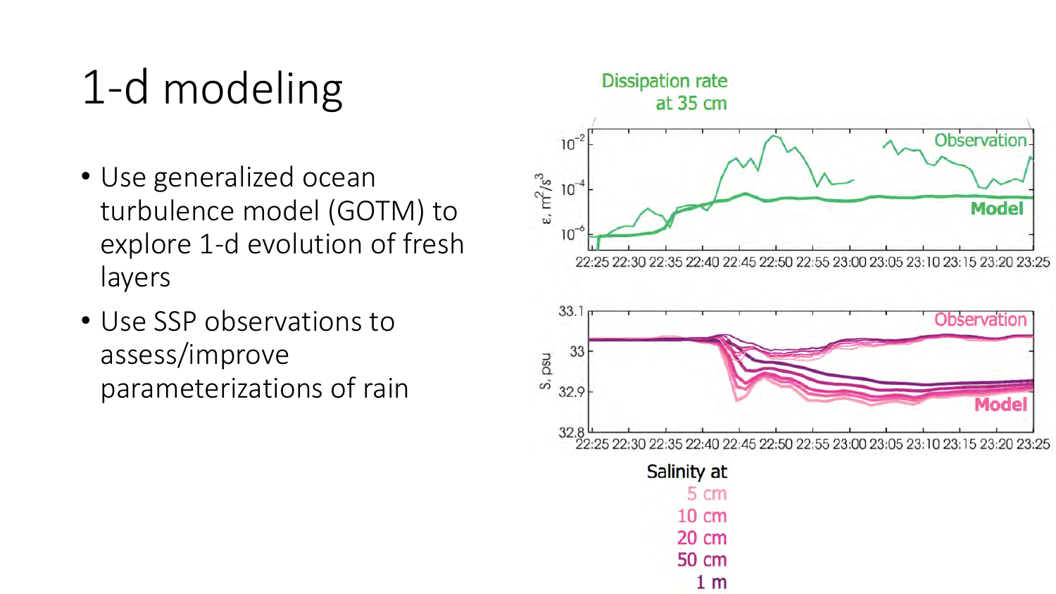# 1-d modeling

- Use generalized ocean turbulence model (GOTM) to explore 1-d evolution of fresh layers
- Use SSP observations to assess/improve parameterizations of rain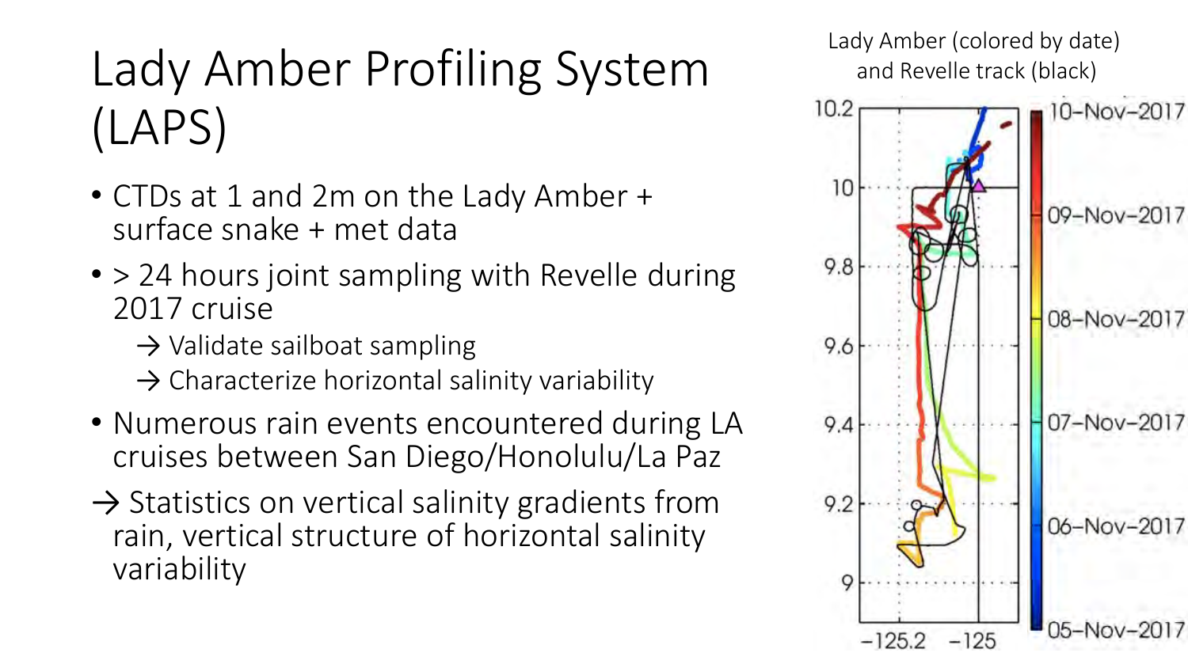# Lady Amber Profiling System (LAPS)

- CTDs at 1 and 2m on the Lady Amber + surface snake + met data
- > 24 hours joint sampling with Revelle during 2017 cruise
  - → Validate sailboat sampling
  - → Characterize horizontal salinity variability
- Numerous rain events encountered during LA cruises between San Diego/Honolulu/La Paz

→ Statistics on vertical salinity gradients from rain, vertical structure of horizontal salinity variability

Lady Amber (colored by date) and Revelle track (black)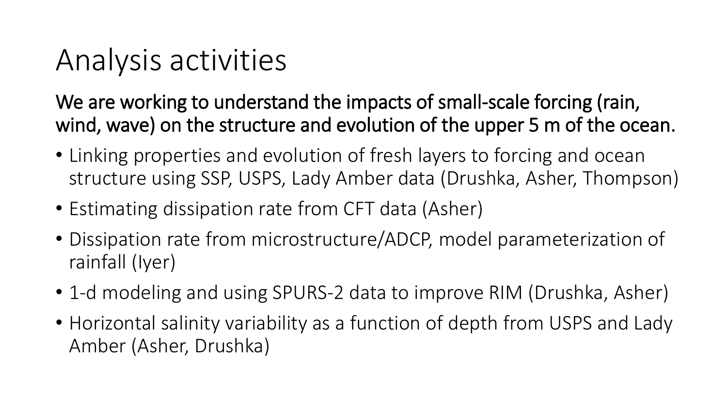# Analysis activities

**We are working to understand the impacts of small-scale forcing (rain, wind, wave) on the structure and evolution of the upper 5 m of the ocean.**

- Linking properties and evolution of fresh layers to forcing and ocean structure using SSP, USPS, Lady Amber data (Drushka, Asher, Thompson)
- Estimating dissipation rate from CFT data (Asher)
- Dissipation rate from microstructure/ADCP, model parameterization of rainfall (Iyer)
- 1-d modeling and using SPURS-2 data to improve RIM (Drushka, Asher)
- Horizontal salinity variability as a function of depth from USPS and Lady Amber (Asher, Drushka)